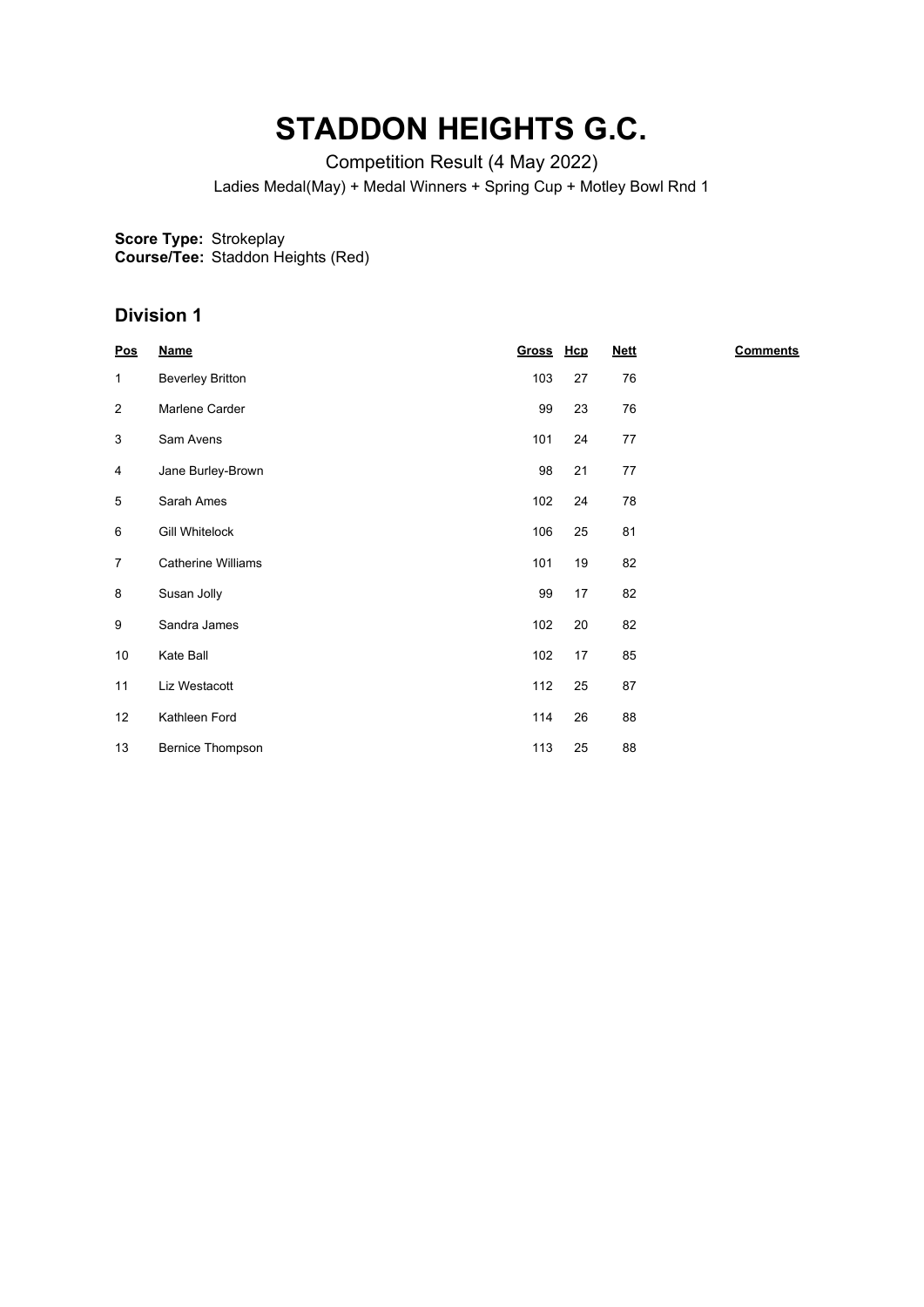# STADDON HEIGHTS G.C.

Competition Result (4 May 2022)

Ladies Medal(May) + Medal Winners + Spring Cup + Motley Bowl Rnd 1

**Score Type:** Strokeplay
**Course/Tee:** Staddon Heights (Red)

## Division 1

| Pos | Name | Gross | Hcp | Nett | Comments |
|---|---|---|---|---|---|
| 1 | Beverley Britton | 103 | 27 | 76 | |
| 2 | Marlene Carder | 99 | 23 | 76 | |
| 3 | Sam Avens | 101 | 24 | 77 | |
| 4 | Jane Burley-Brown | 98 | 21 | 77 | |
| 5 | Sarah Ames | 102 | 24 | 78 | |
| 6 | Gill Whitelock | 106 | 25 | 81 | |
| 7 | Catherine Williams | 101 | 19 | 82 | |
| 8 | Susan Jolly | 99 | 17 | 82 | |
| 9 | Sandra James | 102 | 20 | 82 | |
| 10 | Kate Ball | 102 | 17 | 85 | |
| 11 | Liz Westacott | 112 | 25 | 87 | |
| 12 | Kathleen Ford | 114 | 26 | 88 | |
| 13 | Bernice Thompson | 113 | 25 | 88 | |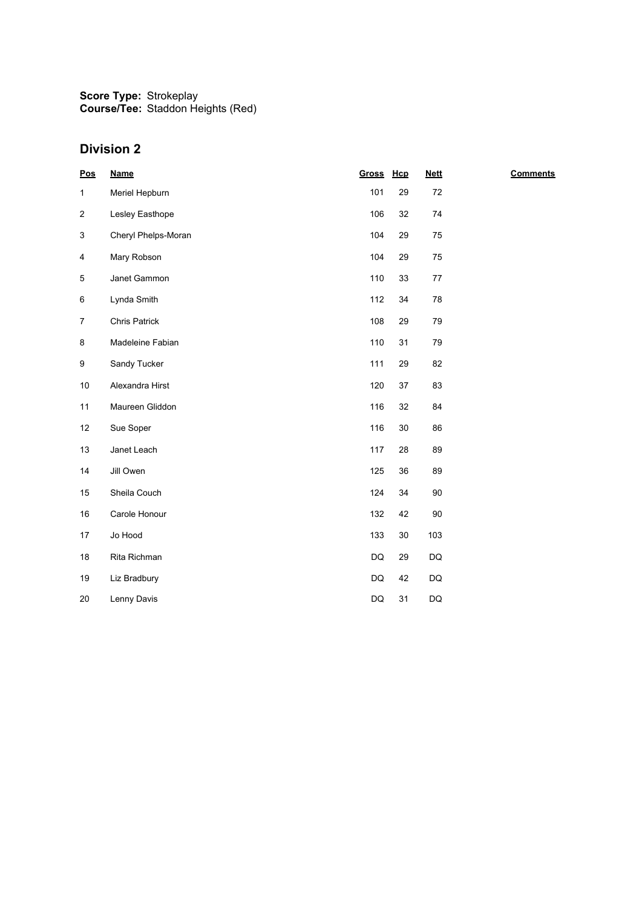**Score Type:** Strokeplay
**Course/Tee:** Staddon Heights (Red)

## Division 2

| Pos | Name | Gross | Hcp | Nett | Comments |
|---|---|---|---|---|---|
| 1 | Meriel Hepburn | 101 | 29 | 72 | |
| 2 | Lesley Easthope | 106 | 32 | 74 | |
| 3 | Cheryl Phelps-Moran | 104 | 29 | 75 | |
| 4 | Mary Robson | 104 | 29 | 75 | |
| 5 | Janet Gammon | 110 | 33 | 77 | |
| 6 | Lynda Smith | 112 | 34 | 78 | |
| 7 | Chris Patrick | 108 | 29 | 79 | |
| 8 | Madeleine Fabian | 110 | 31 | 79 | |
| 9 | Sandy Tucker | 111 | 29 | 82 | |
| 10 | Alexandra Hirst | 120 | 37 | 83 | |
| 11 | Maureen Gliddon | 116 | 32 | 84 | |
| 12 | Sue Soper | 116 | 30 | 86 | |
| 13 | Janet Leach | 117 | 28 | 89 | |
| 14 | Jill Owen | 125 | 36 | 89 | |
| 15 | Sheila Couch | 124 | 34 | 90 | |
| 16 | Carole Honour | 132 | 42 | 90 | |
| 17 | Jo Hood | 133 | 30 | 103 | |
| 18 | Rita Richman | DQ | 29 | DQ | |
| 19 | Liz Bradbury | DQ | 42 | DQ | |
| 20 | Lenny Davis | DQ | 31 | DQ | |